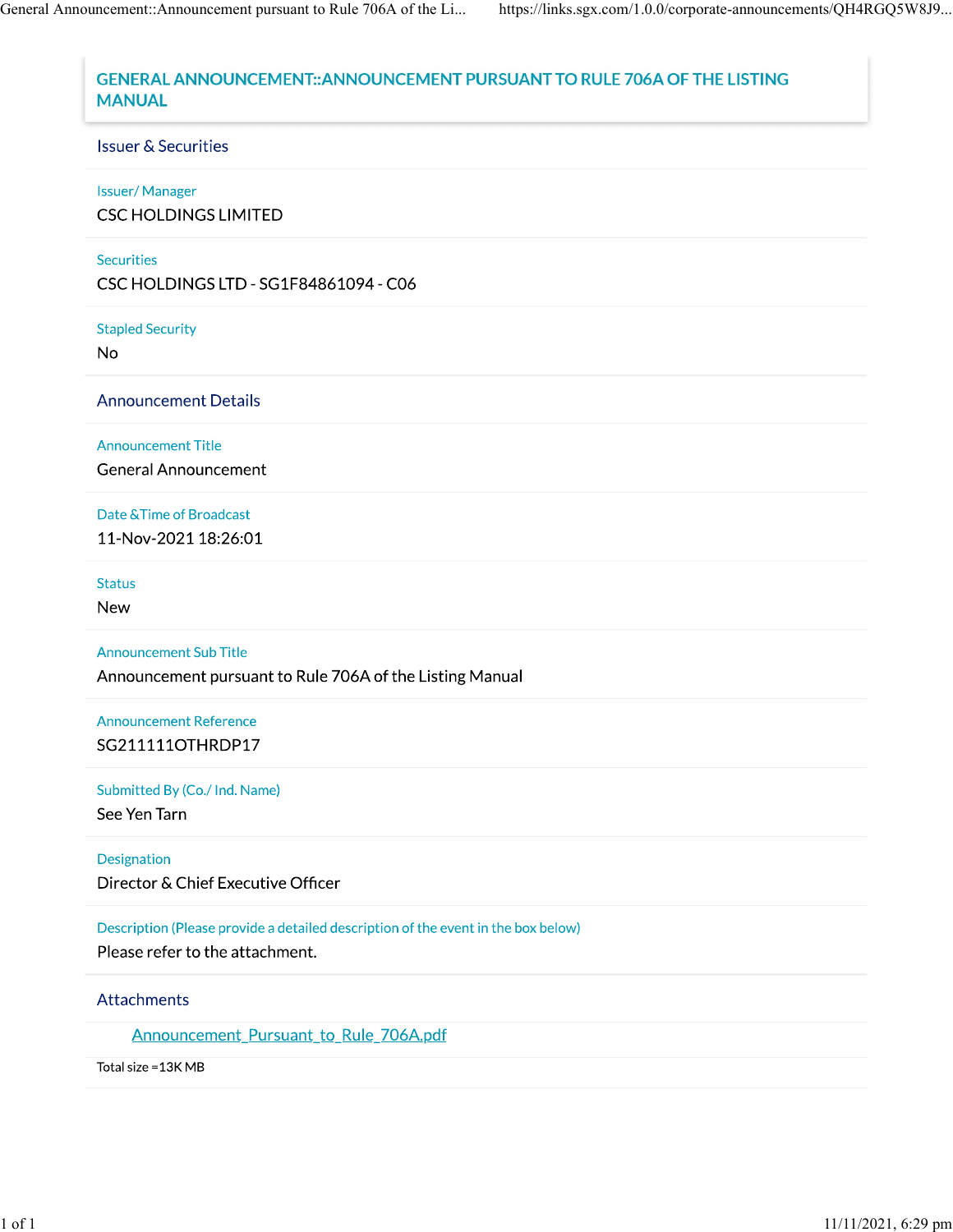# GENERAL ANNOUNCEMENT::ANNOUNCEMENT PURSUANT TO RULE 706A OF THE LISTING MANUAL

## Issuer & Securities

**Issuer/ Manager**

CSC HOLDINGS LIMITED

**Securities**

CSC HOLDINGS LTD - SG1F84861094 - C06

**Stapled Security**

No

## Announcement Details

**Announcement Title**

General Announcement

**Date &Time of Broadcast**

11-Nov-2021 18:26:01

**Status**

New

**Announcement Sub Title**

Announcement pursuant to Rule 706A of the Listing Manual

**Announcement Reference**

SG211111OTHRDP17

**Submitted By (Co./ Ind. Name)**

See Yen Tarn

**Designation**

Director & Chief Executive Officer

**Description (Please provide a detailed description of the event in the box below)**

Please refer to the attachment.

## Attachments

Announcement_Pursuant_to_Rule_706A.pdf

Total size =13K MB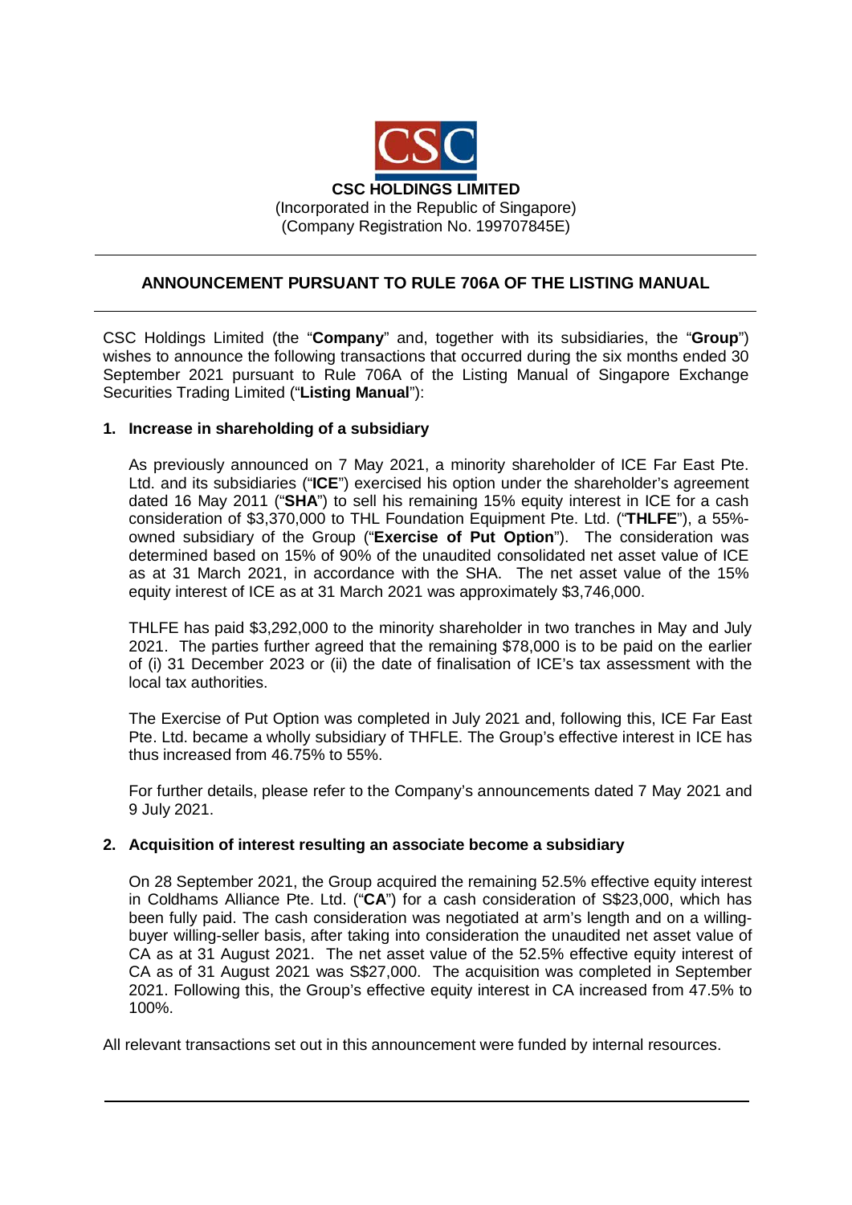**CSC HOLDINGS LIMITED**
(Incorporated in the Republic of Singapore)
(Company Registration No. 199707845E)

---

## ANNOUNCEMENT PURSUANT TO RULE 706A OF THE LISTING MANUAL

---

CSC Holdings Limited (the "**Company**" and, together with its subsidiaries, the "**Group**") wishes to announce the following transactions that occurred during the six months ended 30 September 2021 pursuant to Rule 706A of the Listing Manual of Singapore Exchange Securities Trading Limited ("**Listing Manual**"):

### 1. Increase in shareholding of a subsidiary

As previously announced on 7 May 2021, a minority shareholder of ICE Far East Pte. Ltd. and its subsidiaries ("**ICE**") exercised his option under the shareholder's agreement dated 16 May 2011 ("**SHA**") to sell his remaining 15% equity interest in ICE for a cash consideration of $3,370,000 to THL Foundation Equipment Pte. Ltd. ("**THLFE**"), a 55%-owned subsidiary of the Group ("**Exercise of Put Option**"). The consideration was determined based on 15% of 90% of the unaudited consolidated net asset value of ICE as at 31 March 2021, in accordance with the SHA. The net asset value of the 15% equity interest of ICE as at 31 March 2021 was approximately $3,746,000.

THLFE has paid $3,292,000 to the minority shareholder in two tranches in May and July 2021. The parties further agreed that the remaining $78,000 is to be paid on the earlier of (i) 31 December 2023 or (ii) the date of finalisation of ICE's tax assessment with the local tax authorities.

The Exercise of Put Option was completed in July 2021 and, following this, ICE Far East Pte. Ltd. became a wholly subsidiary of THFLE. The Group's effective interest in ICE has thus increased from 46.75% to 55%.

For further details, please refer to the Company's announcements dated 7 May 2021 and 9 July 2021.

### 2. Acquisition of interest resulting an associate become a subsidiary

On 28 September 2021, the Group acquired the remaining 52.5% effective equity interest in Coldhams Alliance Pte. Ltd. ("**CA**") for a cash consideration of S$23,000, which has been fully paid. The cash consideration was negotiated at arm's length and on a willing-buyer willing-seller basis, after taking into consideration the unaudited net asset value of CA as at 31 August 2021. The net asset value of the 52.5% effective equity interest of CA as of 31 August 2021 was S$27,000. The acquisition was completed in September 2021. Following this, the Group's effective equity interest in CA increased from 47.5% to 100%.

All relevant transactions set out in this announcement were funded by internal resources.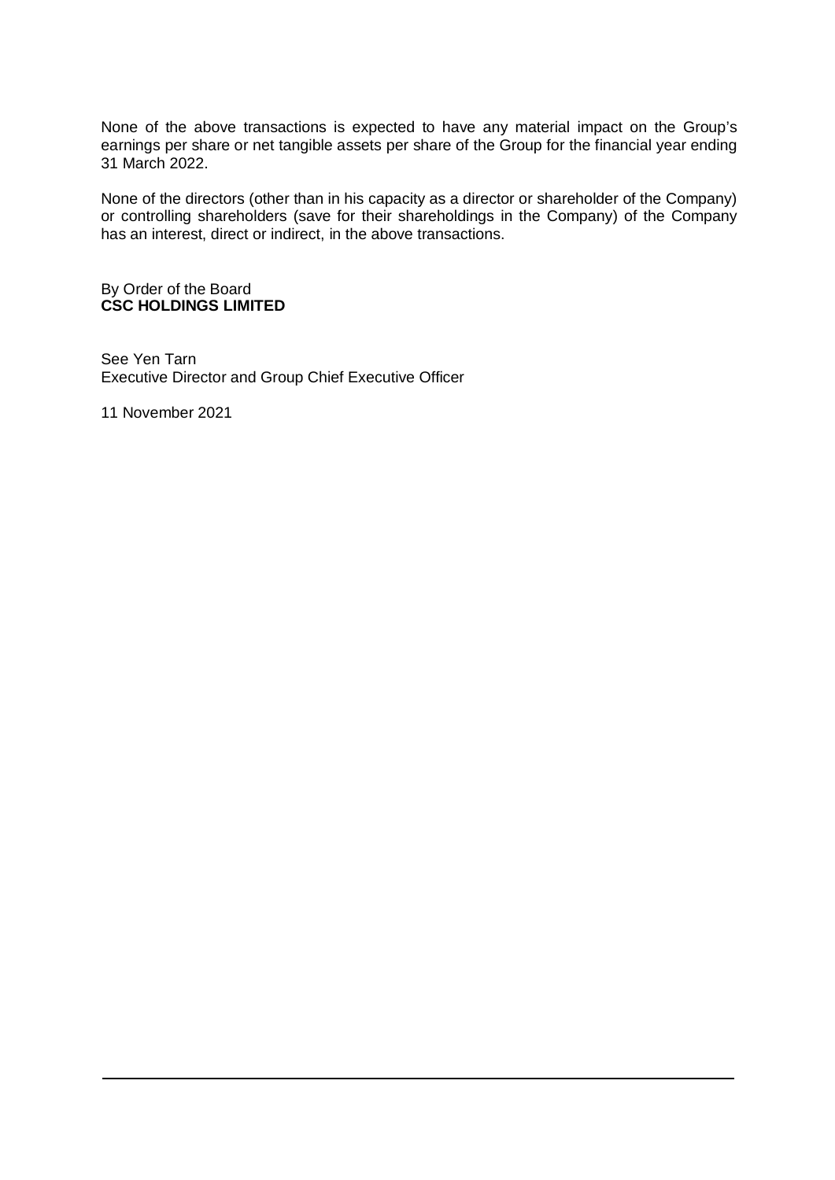None of the above transactions is expected to have any material impact on the Group's earnings per share or net tangible assets per share of the Group for the financial year ending 31 March 2022.

None of the directors (other than in his capacity as a director or shareholder of the Company) or controlling shareholders (save for their shareholdings in the Company) of the Company has an interest, direct or indirect, in the above transactions.

By Order of the Board
**CSC HOLDINGS LIMITED**

See Yen Tarn
Executive Director and Group Chief Executive Officer

11 November 2021